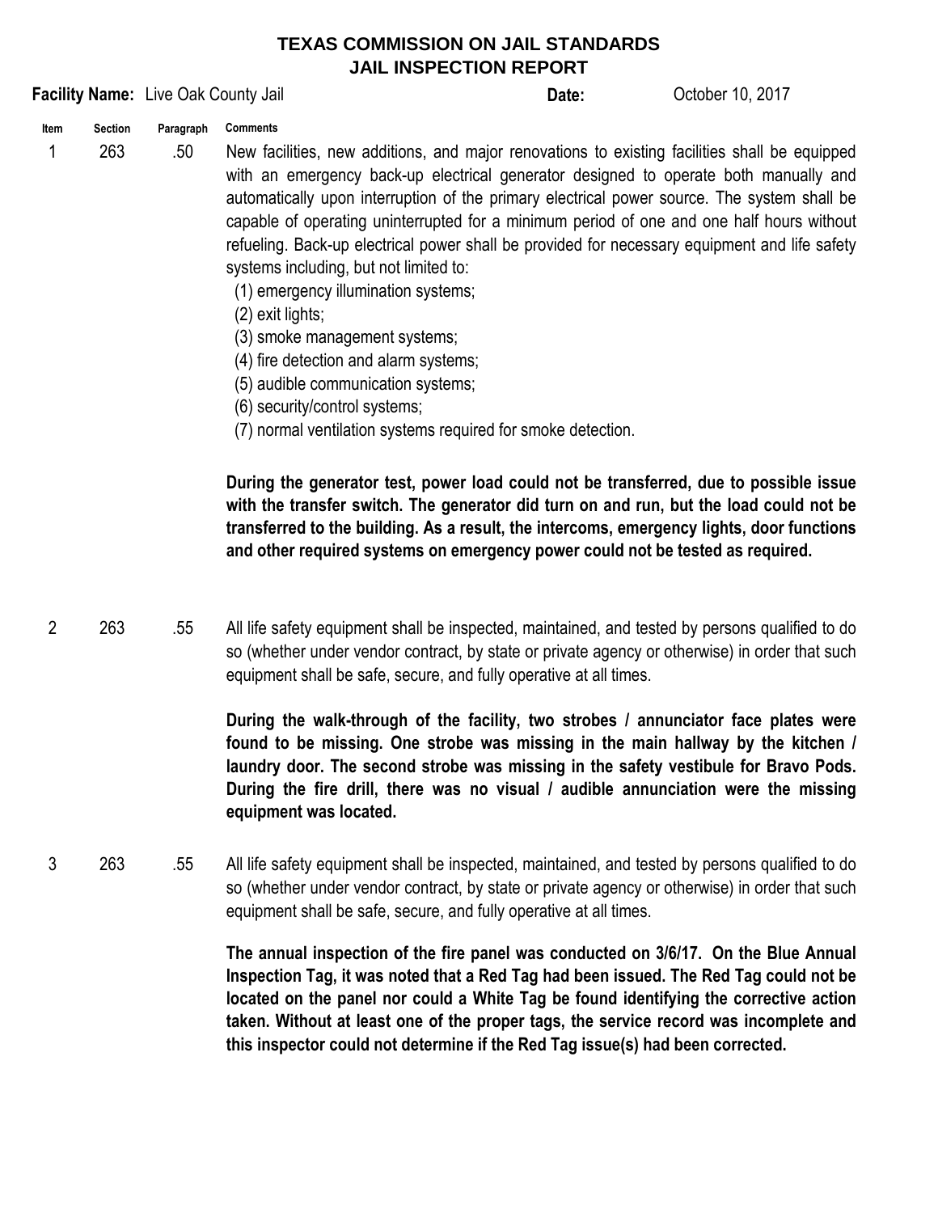# TEXAS COMMISSION ON JAIL STANDARDS
## JAIL INSPECTION REPORT

**Facility Name:** Live Oak County Jail **Date:** October 10, 2017

| Item | Section | Paragraph | Comments |
|---|---|---|---|
| 1 | 263 | .50 | New facilities, new additions, and major renovations to existing facilities shall be equipped with an emergency back-up electrical generator designed to operate both manually and automatically upon interruption of the primary electrical power source. The system shall be capable of operating uninterrupted for a minimum period of one and one half hours without refueling. Back-up electrical power shall be provided for necessary equipment and life safety systems including, but not limited to: (1) emergency illumination systems; (2) exit lights; (3) smoke management systems; (4) fire detection and alarm systems; (5) audible communication systems; (6) security/control systems; (7) normal ventilation systems required for smoke detection. **During the generator test, power load could not be transferred, due to possible issue with the transfer switch. The generator did turn on and run, but the load could not be transferred to the building. As a result, the intercoms, emergency lights, door functions and other required systems on emergency power could not be tested as required.** |
| 2 | 263 | .55 | All life safety equipment shall be inspected, maintained, and tested by persons qualified to do so (whether under vendor contract, by state or private agency or otherwise) in order that such equipment shall be safe, secure, and fully operative at all times. **During the walk-through of the facility, two strobes / annunciator face plates were found to be missing. One strobe was missing in the main hallway by the kitchen / laundry door. The second strobe was missing in the safety vestibule for Bravo Pods. During the fire drill, there was no visual / audible annunciation were the missing equipment was located.** |
| 3 | 263 | .55 | All life safety equipment shall be inspected, maintained, and tested by persons qualified to do so (whether under vendor contract, by state or private agency or otherwise) in order that such equipment shall be safe, secure, and fully operative at all times. **The annual inspection of the fire panel was conducted on 3/6/17. On the Blue Annual Inspection Tag, it was noted that a Red Tag had been issued. The Red Tag could not be located on the panel nor could a White Tag be found identifying the corrective action taken. Without at least one of the proper tags, the service record was incomplete and this inspector could not determine if the Red Tag issue(s) had been corrected.** |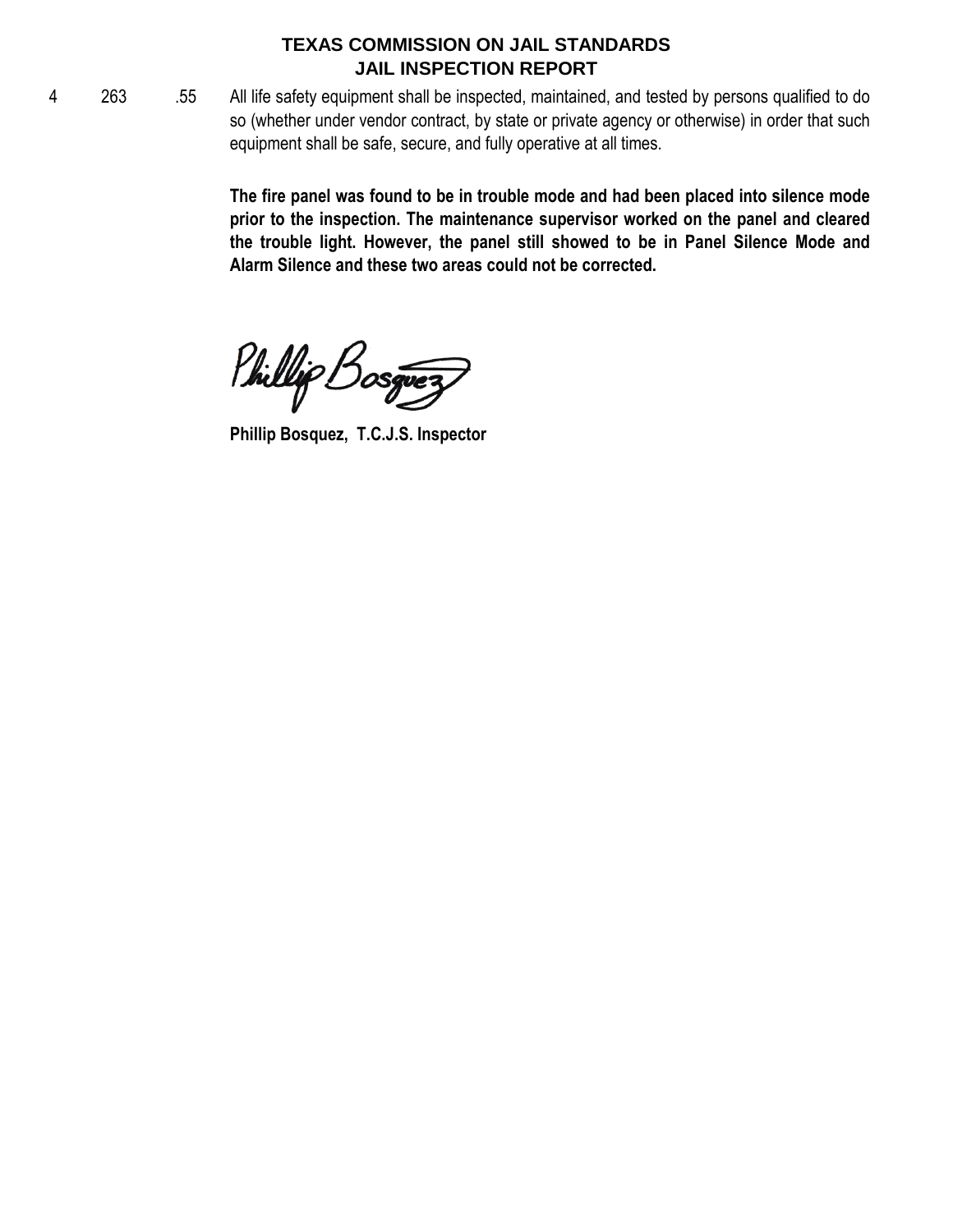**TEXAS COMMISSION ON JAIL STANDARDS**
**JAIL INSPECTION REPORT**

4 263 .55 All life safety equipment shall be inspected, maintained, and tested by persons qualified to do so (whether under vendor contract, by state or private agency or otherwise) in order that such equipment shall be safe, secure, and fully operative at all times.

**The fire panel was found to be in trouble mode and had been placed into silence mode prior to the inspection. The maintenance supervisor worked on the panel and cleared the trouble light. However, the panel still showed to be in Panel Silence Mode and Alarm Silence and these two areas could not be corrected.**

Phillip Bosquez

**Phillip Bosquez, T.C.J.S. Inspector**